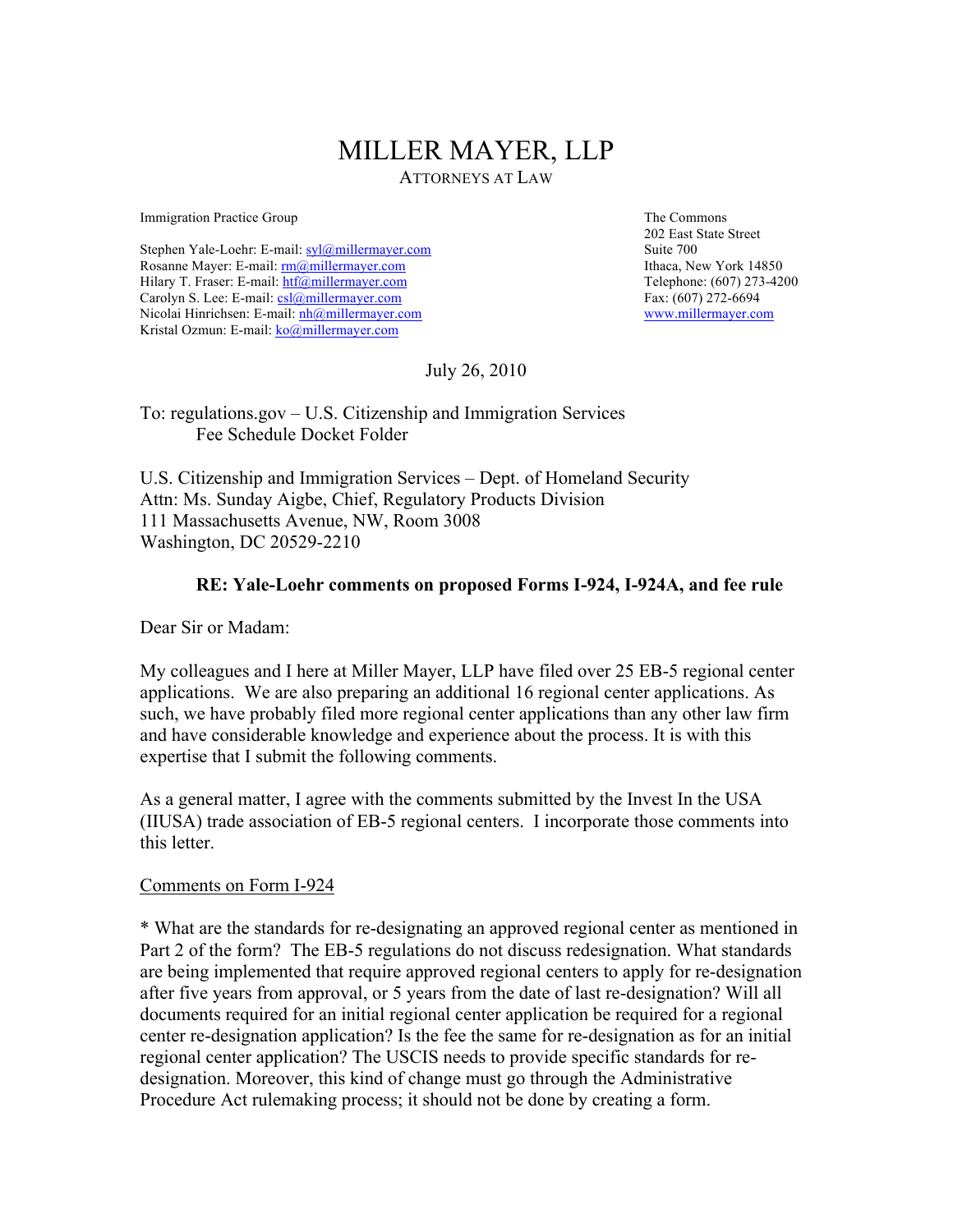# MILLER MAYER, LLP

ATTORNEYS AT LAW

Immigration Practice Group

Stephen Yale-Loehr: E-mail: syl@millermayer.com
Rosanne Mayer: E-mail: rm@millermayer.com
Hilary T. Fraser: E-mail: htf@millermayer.com
Carolyn S. Lee: E-mail: csl@millermayer.com
Nicolai Hinrichsen: E-mail: nh@millermayer.com
Kristal Ozmun: E-mail: ko@millermayer.com

The Commons
202 East State Street
Suite 700
Ithaca, New York 14850
Telephone: (607) 273-4200
Fax: (607) 272-6694
www.millermayer.com

July 26, 2010

To: regulations.gov – U.S. Citizenship and Immigration Services
Fee Schedule Docket Folder

U.S. Citizenship and Immigration Services – Dept. of Homeland Security
Attn: Ms. Sunday Aigbe, Chief, Regulatory Products Division
111 Massachusetts Avenue, NW, Room 3008
Washington, DC 20529-2210

**RE: Yale-Loehr comments on proposed Forms I-924, I-924A, and fee rule**

Dear Sir or Madam:

My colleagues and I here at Miller Mayer, LLP have filed over 25 EB-5 regional center applications. We are also preparing an additional 16 regional center applications. As such, we have probably filed more regional center applications than any other law firm and have considerable knowledge and experience about the process. It is with this expertise that I submit the following comments.

As a general matter, I agree with the comments submitted by the Invest In the USA (IIUSA) trade association of EB-5 regional centers. I incorporate those comments into this letter.

Comments on Form I-924

* What are the standards for re-designating an approved regional center as mentioned in Part 2 of the form? The EB-5 regulations do not discuss redesignation. What standards are being implemented that require approved regional centers to apply for re-designation after five years from approval, or 5 years from the date of last re-designation? Will all documents required for an initial regional center application be required for a regional center re-designation application? Is the fee the same for re-designation as for an initial regional center application? The USCIS needs to provide specific standards for re-designation. Moreover, this kind of change must go through the Administrative Procedure Act rulemaking process; it should not be done by creating a form.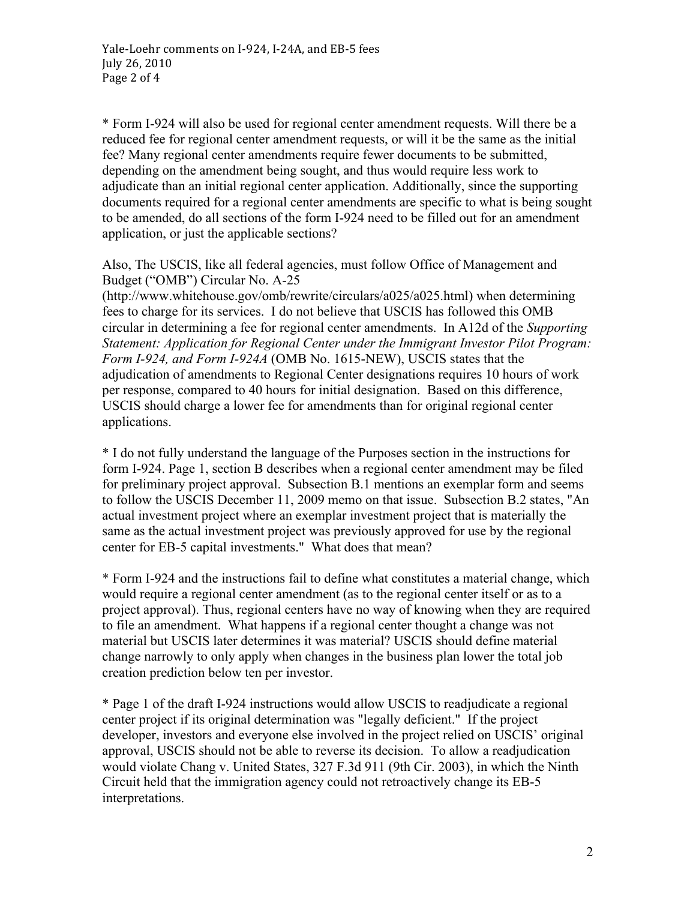* Form I-924 will also be used for regional center amendment requests. Will there be a reduced fee for regional center amendment requests, or will it be the same as the initial fee? Many regional center amendments require fewer documents to be submitted, depending on the amendment being sought, and thus would require less work to adjudicate than an initial regional center application. Additionally, since the supporting documents required for a regional center amendments are specific to what is being sought to be amended, do all sections of the form I-924 need to be filled out for an amendment application, or just the applicable sections?

Also, The USCIS, like all federal agencies, must follow Office of Management and Budget ("OMB") Circular No. A-25 (http://www.whitehouse.gov/omb/rewrite/circulars/a025/a025.html) when determining fees to charge for its services. I do not believe that USCIS has followed this OMB circular in determining a fee for regional center amendments. In A12d of the *Supporting Statement: Application for Regional Center under the Immigrant Investor Pilot Program: Form I-924, and Form I-924A* (OMB No. 1615-NEW), USCIS states that the adjudication of amendments to Regional Center designations requires 10 hours of work per response, compared to 40 hours for initial designation. Based on this difference, USCIS should charge a lower fee for amendments than for original regional center applications.

* I do not fully understand the language of the Purposes section in the instructions for form I-924. Page 1, section B describes when a regional center amendment may be filed for preliminary project approval. Subsection B.1 mentions an exemplar form and seems to follow the USCIS December 11, 2009 memo on that issue. Subsection B.2 states, "An actual investment project where an exemplar investment project that is materially the same as the actual investment project was previously approved for use by the regional center for EB-5 capital investments." What does that mean?

* Form I-924 and the instructions fail to define what constitutes a material change, which would require a regional center amendment (as to the regional center itself or as to a project approval). Thus, regional centers have no way of knowing when they are required to file an amendment. What happens if a regional center thought a change was not material but USCIS later determines it was material? USCIS should define material change narrowly to only apply when changes in the business plan lower the total job creation prediction below ten per investor.

* Page 1 of the draft I-924 instructions would allow USCIS to readjudicate a regional center project if its original determination was "legally deficient." If the project developer, investors and everyone else involved in the project relied on USCIS' original approval, USCIS should not be able to reverse its decision. To allow a readjudication would violate Chang v. United States, 327 F.3d 911 (9th Cir. 2003), in which the Ninth Circuit held that the immigration agency could not retroactively change its EB-5 interpretations.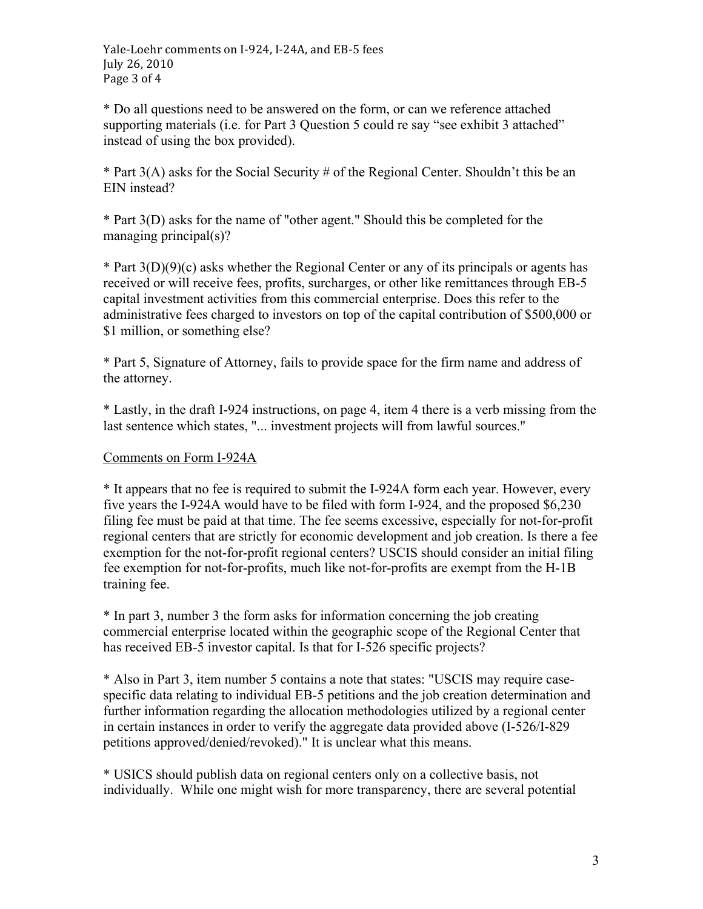* Do all questions need to be answered on the form, or can we reference attached supporting materials (i.e. for Part 3 Question 5 could re say "see exhibit 3 attached" instead of using the box provided).

* Part 3(A) asks for the Social Security # of the Regional Center. Shouldn't this be an EIN instead?

* Part 3(D) asks for the name of "other agent." Should this be completed for the managing principal(s)?

* Part 3(D)(9)(c) asks whether the Regional Center or any of its principals or agents has received or will receive fees, profits, surcharges, or other like remittances through EB-5 capital investment activities from this commercial enterprise. Does this refer to the administrative fees charged to investors on top of the capital contribution of $500,000 or $1 million, or something else?

* Part 5, Signature of Attorney, fails to provide space for the firm name and address of the attorney.

* Lastly, in the draft I-924 instructions, on page 4, item 4 there is a verb missing from the last sentence which states, "... investment projects will from lawful sources."

<u>Comments on Form I-924A</u>

* It appears that no fee is required to submit the I-924A form each year. However, every five years the I-924A would have to be filed with form I-924, and the proposed $6,230 filing fee must be paid at that time. The fee seems excessive, especially for not-for-profit regional centers that are strictly for economic development and job creation. Is there a fee exemption for the not-for-profit regional centers? USCIS should consider an initial filing fee exemption for not-for-profits, much like not-for-profits are exempt from the H-1B training fee.

* In part 3, number 3 the form asks for information concerning the job creating commercial enterprise located within the geographic scope of the Regional Center that has received EB-5 investor capital. Is that for I-526 specific projects?

* Also in Part 3, item number 5 contains a note that states: "USCIS may require case-specific data relating to individual EB-5 petitions and the job creation determination and further information regarding the allocation methodologies utilized by a regional center in certain instances in order to verify the aggregate data provided above (I-526/I-829 petitions approved/denied/revoked)." It is unclear what this means.

* USICS should publish data on regional centers only on a collective basis, not individually. While one might wish for more transparency, there are several potential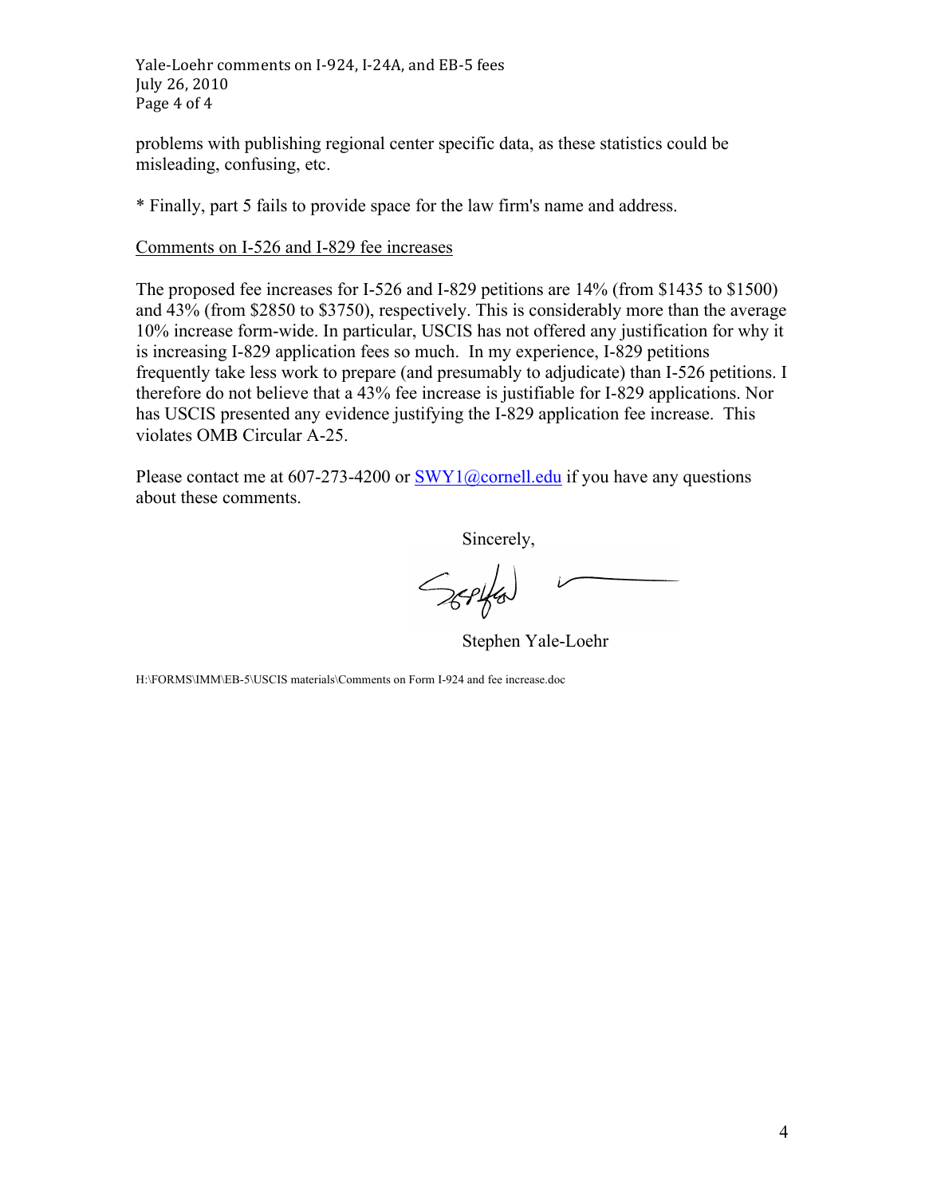problems with publishing regional center specific data, as these statistics could be misleading, confusing, etc.

* Finally, part 5 fails to provide space for the law firm's name and address.

Comments on I-526 and I-829 fee increases

The proposed fee increases for I-526 and I-829 petitions are 14% (from $1435 to $1500) and 43% (from $2850 to $3750), respectively. This is considerably more than the average 10% increase form-wide. In particular, USCIS has not offered any justification for why it is increasing I-829 application fees so much. In my experience, I-829 petitions frequently take less work to prepare (and presumably to adjudicate) than I-526 petitions. I therefore do not believe that a 43% fee increase is justifiable for I-829 applications. Nor has USCIS presented any evidence justifying the I-829 application fee increase. This violates OMB Circular A-25.

Please contact me at 607-273-4200 or [SWY1@cornell.edu](mailto:SWY1@cornell.edu) if you have any questions about these comments.

Sincerely,

Stephen Yale-Loehr

H:\FORMS\IMM\EB-5\USCIS materials\Comments on Form I-924 and fee increase.doc